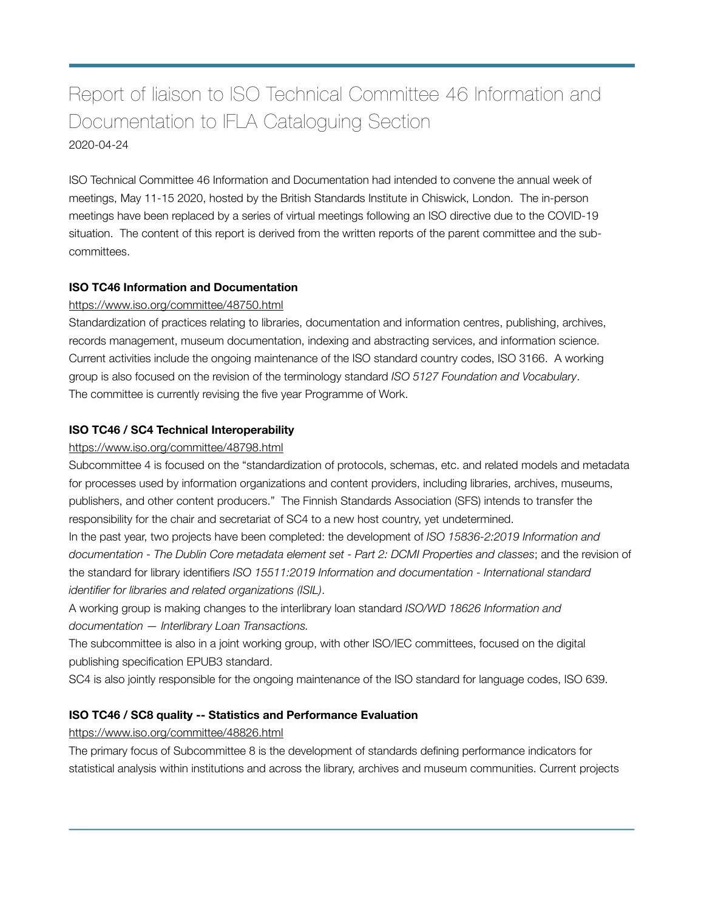# Report of liaison to ISO Technical Committee 46 Information and Documentation to IFLA Cataloguing Section

2020-04-24

ISO Technical Committee 46 Information and Documentation had intended to convene the annual week of meetings, May 11-15 2020, hosted by the British Standards Institute in Chiswick, London. The in-person meetings have been replaced by a series of virtual meetings following an ISO directive due to the COVID-19 situation. The content of this report is derived from the written reports of the parent committee and the sub-committees.

**ISO TC46 Information and Documentation**

https://www.iso.org/committee/48750.html

Standardization of practices relating to libraries, documentation and information centres, publishing, archives, records management, museum documentation, indexing and abstracting services, and information science. Current activities include the ongoing maintenance of the ISO standard country codes, ISO 3166. A working group is also focused on the revision of the terminology standard *ISO 5127 Foundation and Vocabulary*. The committee is currently revising the five year Programme of Work.

**ISO TC46 / SC4 Technical Interoperability**

https://www.iso.org/committee/48798.html

Subcommittee 4 is focused on the "standardization of protocols, schemas, etc. and related models and metadata for processes used by information organizations and content providers, including libraries, archives, museums, publishers, and other content producers." The Finnish Standards Association (SFS) intends to transfer the responsibility for the chair and secretariat of SC4 to a new host country, yet undetermined.

In the past year, two projects have been completed: the development of *ISO 15836-2:2019 Information and documentation - The Dublin Core metadata element set - Part 2: DCMI Properties and classes*; and the revision of the standard for library identifiers *ISO 15511:2019 Information and documentation - International standard identifier for libraries and related organizations (ISIL)*.

A working group is making changes to the interlibrary loan standard *ISO/WD 18626 Information and documentation — Interlibrary Loan Transactions.*

The subcommittee is also in a joint working group, with other ISO/IEC committees, focused on the digital publishing specification EPUB3 standard.

SC4 is also jointly responsible for the ongoing maintenance of the ISO standard for language codes, ISO 639.

**ISO TC46 / SC8 quality -- Statistics and Performance Evaluation**

https://www.iso.org/committee/48826.html

The primary focus of Subcommittee 8 is the development of standards defining performance indicators for statistical analysis within institutions and across the library, archives and museum communities. Current projects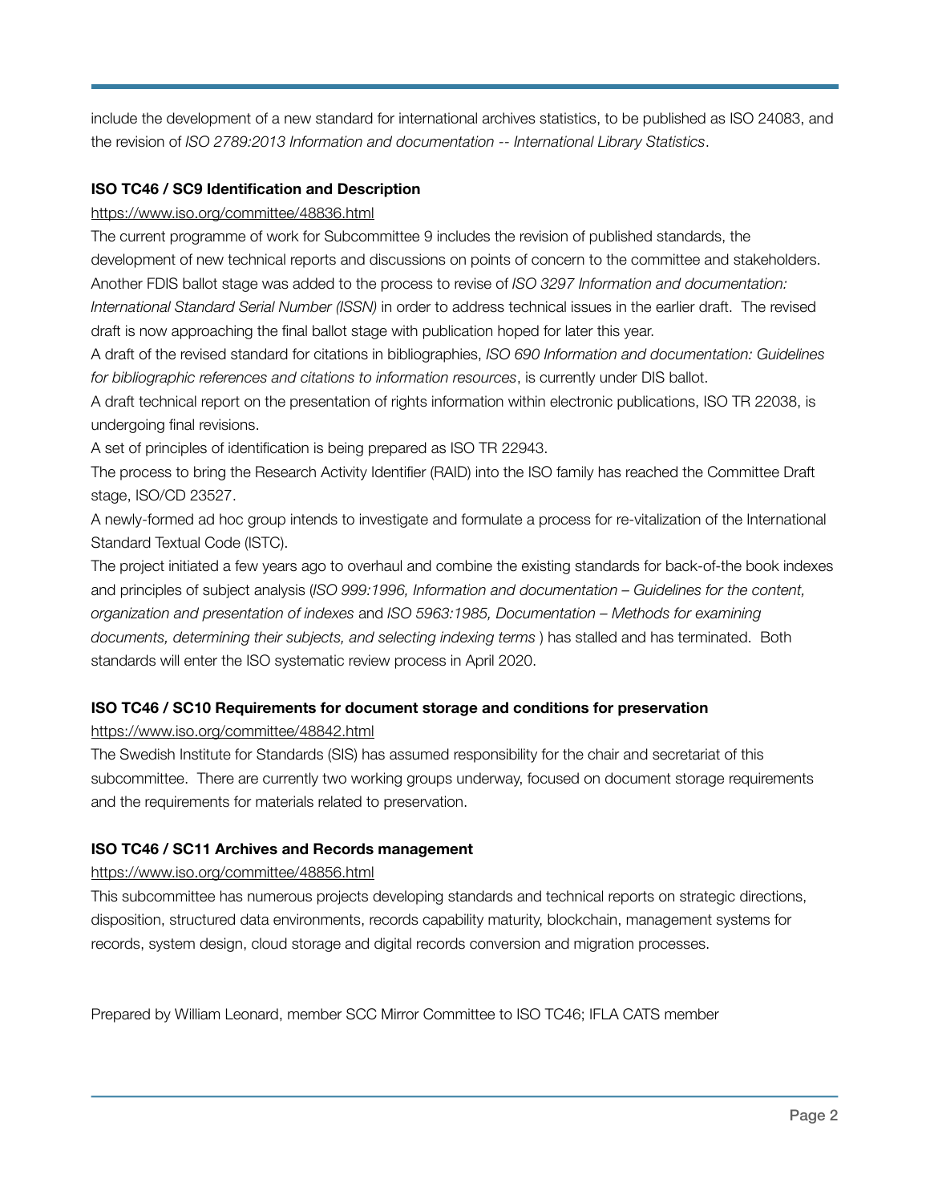include the development of a new standard for international archives statistics, to be published as ISO 24083, and the revision of *ISO 2789:2013 Information and documentation -- International Library Statistics*.

**ISO TC46 / SC9 Identification and Description**

https://www.iso.org/committee/48836.html

The current programme of work for Subcommittee 9 includes the revision of published standards, the development of new technical reports and discussions on points of concern to the committee and stakeholders.

Another FDIS ballot stage was added to the process to revise of *ISO 3297 Information and documentation: International Standard Serial Number (ISSN)* in order to address technical issues in the earlier draft. The revised draft is now approaching the final ballot stage with publication hoped for later this year.

A draft of the revised standard for citations in bibliographies, *ISO 690 Information and documentation: Guidelines for bibliographic references and citations to information resources*, is currently under DIS ballot.

A draft technical report on the presentation of rights information within electronic publications, ISO TR 22038, is undergoing final revisions.

A set of principles of identification is being prepared as ISO TR 22943.

The process to bring the Research Activity Identifier (RAID) into the ISO family has reached the Committee Draft stage, ISO/CD 23527.

A newly-formed ad hoc group intends to investigate and formulate a process for re-vitalization of the International Standard Textual Code (ISTC).

The project initiated a few years ago to overhaul and combine the existing standards for back-of-the book indexes and principles of subject analysis (*ISO 999:1996, Information and documentation – Guidelines for the content, organization and presentation of indexes* and *ISO 5963:1985, Documentation – Methods for examining documents, determining their subjects, and selecting indexing terms* ) has stalled and has terminated. Both standards will enter the ISO systematic review process in April 2020.

**ISO TC46 / SC10 Requirements for document storage and conditions for preservation**

https://www.iso.org/committee/48842.html

The Swedish Institute for Standards (SIS) has assumed responsibility for the chair and secretariat of this subcommittee. There are currently two working groups underway, focused on document storage requirements and the requirements for materials related to preservation.

**ISO TC46 / SC11 Archives and Records management**

https://www.iso.org/committee/48856.html

This subcommittee has numerous projects developing standards and technical reports on strategic directions, disposition, structured data environments, records capability maturity, blockchain, management systems for records, system design, cloud storage and digital records conversion and migration processes.

Prepared by William Leonard, member SCC Mirror Committee to ISO TC46; IFLA CATS member